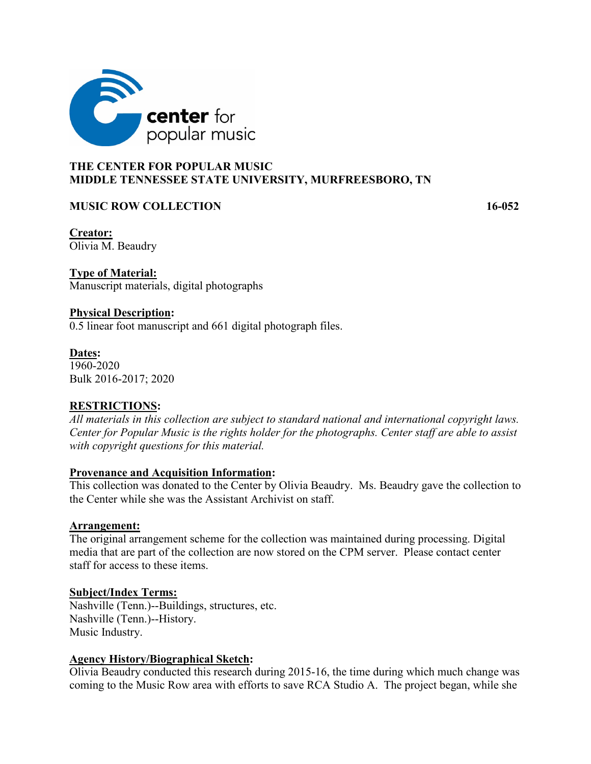center for popular music

**THE CENTER FOR POPULAR MUSIC**
**MIDDLE TENNESSEE STATE UNIVERSITY, MURFREESBORO, TN**

**MUSIC ROW COLLECTION** **16-052**

**Creator:**
Olivia M. Beaudry

**Type of Material:**
Manuscript materials, digital photographs

**Physical Description:**
0.5 linear foot manuscript and 661 digital photograph files.

**Dates:**
1960-2020
Bulk 2016-2017; 2020

**RESTRICTIONS:**
*All materials in this collection are subject to standard national and international copyright laws. Center for Popular Music is the rights holder for the photographs. Center staff are able to assist with copyright questions for this material.*

**Provenance and Acquisition Information:**
This collection was donated to the Center by Olivia Beaudry. Ms. Beaudry gave the collection to the Center while she was the Assistant Archivist on staff.

**Arrangement:**
The original arrangement scheme for the collection was maintained during processing. Digital media that are part of the collection are now stored on the CPM server. Please contact center staff for access to these items.

**Subject/Index Terms:**
Nashville (Tenn.)--Buildings, structures, etc.
Nashville (Tenn.)--History.
Music Industry.

**Agency History/Biographical Sketch:**
Olivia Beaudry conducted this research during 2015-16, the time during which much change was coming to the Music Row area with efforts to save RCA Studio A. The project began, while she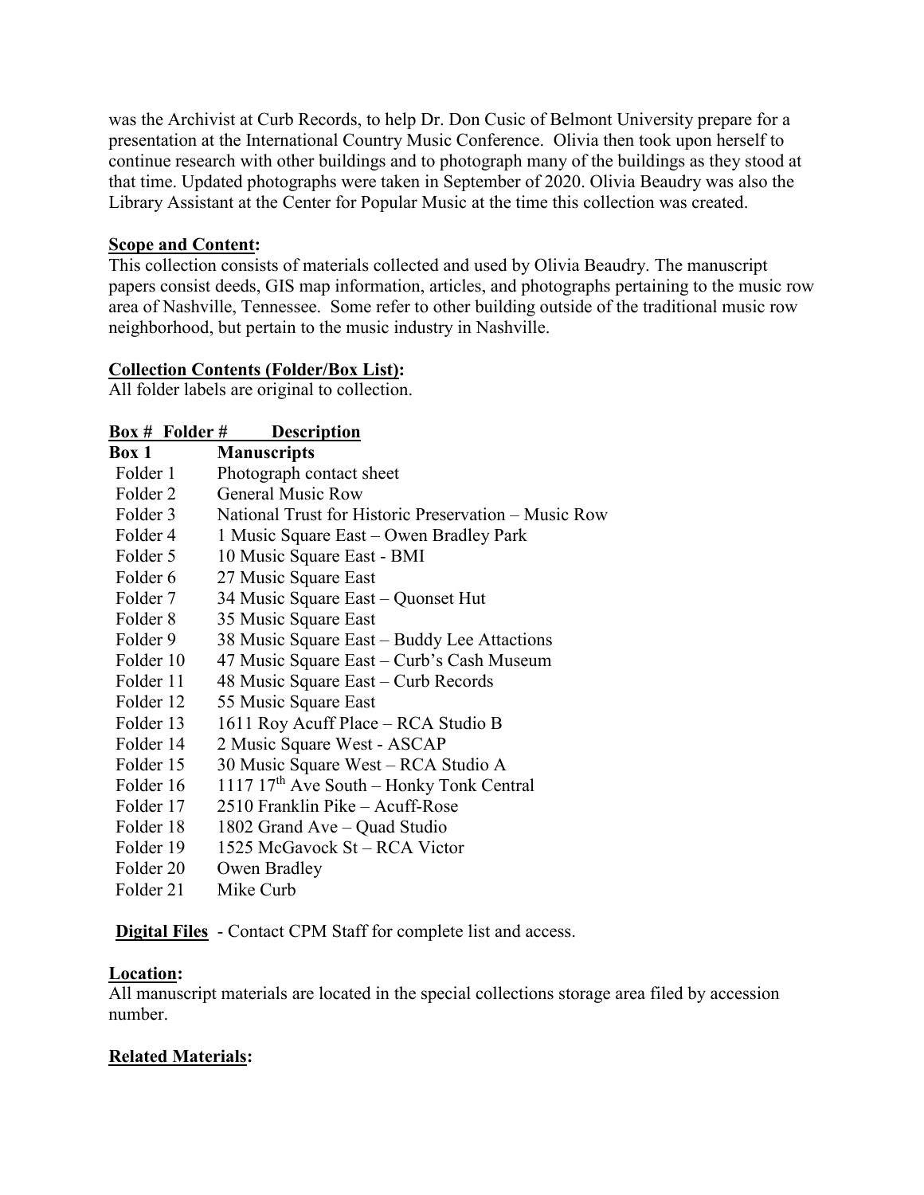was the Archivist at Curb Records, to help Dr. Don Cusic of Belmont University prepare for a presentation at the International Country Music Conference. Olivia then took upon herself to continue research with other buildings and to photograph many of the buildings as they stood at that time. Updated photographs were taken in September of 2020. Olivia Beaudry was also the Library Assistant at the Center for Popular Music at the time this collection was created.

**Scope and Content:**
This collection consists of materials collected and used by Olivia Beaudry. The manuscript papers consist deeds, GIS map information, articles, and photographs pertaining to the music row area of Nashville, Tennessee. Some refer to other building outside of the traditional music row neighborhood, but pertain to the music industry in Nashville.

**Collection Contents (Folder/Box List):**
All folder labels are original to collection.

| Box # Folder # | Description |
|---|---|
| **Box 1** | **Manuscripts** |
| Folder 1 | Photograph contact sheet |
| Folder 2 | General Music Row |
| Folder 3 | National Trust for Historic Preservation – Music Row |
| Folder 4 | 1 Music Square East – Owen Bradley Park |
| Folder 5 | 10 Music Square East - BMI |
| Folder 6 | 27 Music Square East |
| Folder 7 | 34 Music Square East – Quonset Hut |
| Folder 8 | 35 Music Square East |
| Folder 9 | 38 Music Square East – Buddy Lee Attactions |
| Folder 10 | 47 Music Square East – Curb's Cash Museum |
| Folder 11 | 48 Music Square East – Curb Records |
| Folder 12 | 55 Music Square East |
| Folder 13 | 1611 Roy Acuff Place – RCA Studio B |
| Folder 14 | 2 Music Square West - ASCAP |
| Folder 15 | 30 Music Square West – RCA Studio A |
| Folder 16 | 1117 17th Ave South – Honky Tonk Central |
| Folder 17 | 2510 Franklin Pike – Acuff-Rose |
| Folder 18 | 1802 Grand Ave – Quad Studio |
| Folder 19 | 1525 McGavock St – RCA Victor |
| Folder 20 | Owen Bradley |
| Folder 21 | Mike Curb |

**Digital Files** - Contact CPM Staff for complete list and access.

**Location:**
All manuscript materials are located in the special collections storage area filed by accession number.

**Related Materials:**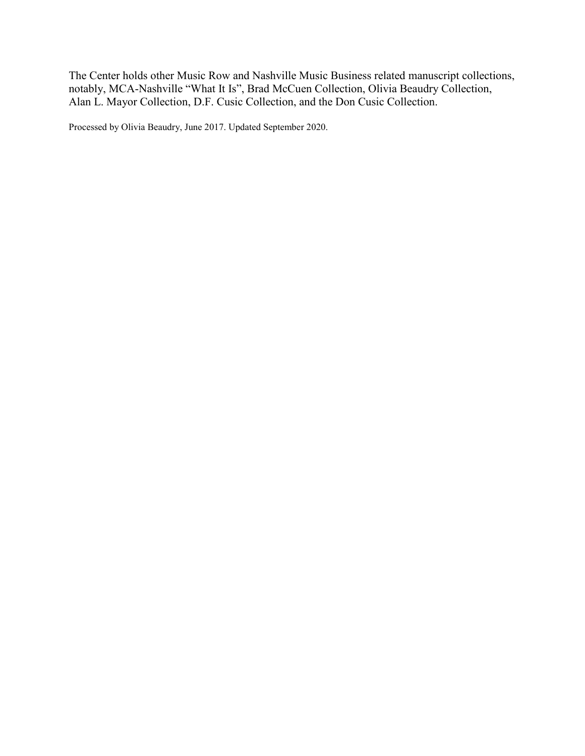The Center holds other Music Row and Nashville Music Business related manuscript collections, notably, MCA-Nashville "What It Is", Brad McCuen Collection, Olivia Beaudry Collection, Alan L. Mayor Collection, D.F. Cusic Collection, and the Don Cusic Collection.

Processed by Olivia Beaudry, June 2017. Updated September 2020.